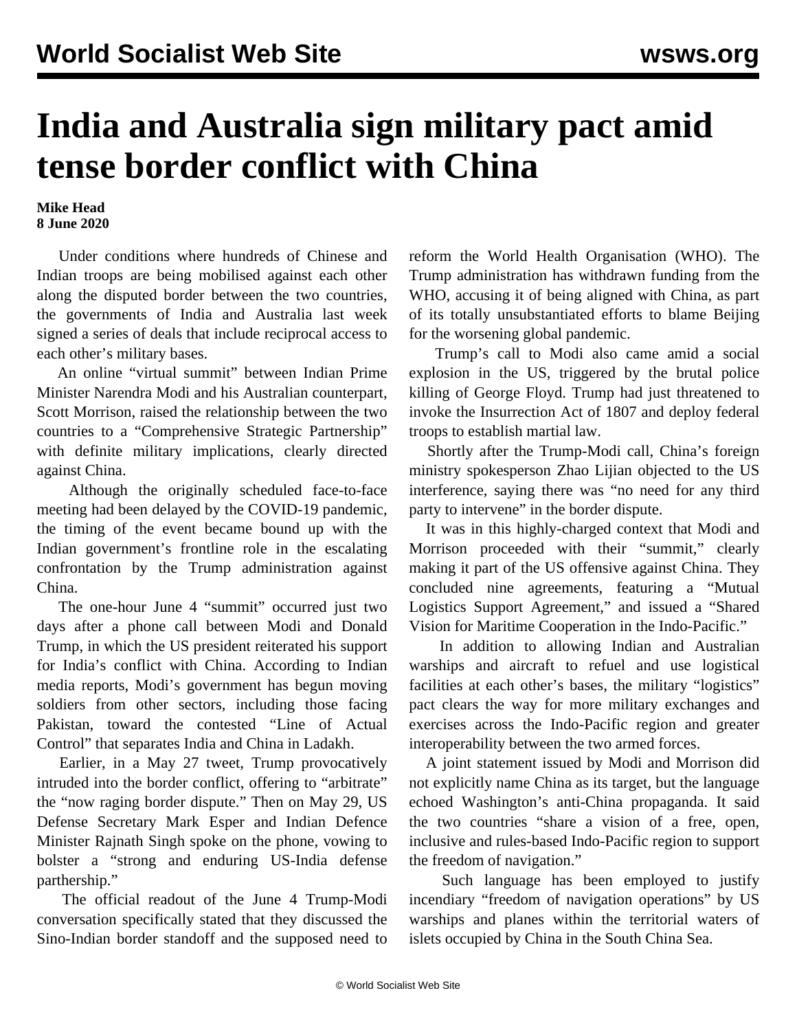# India and Australia sign military pact amid tense border conflict with China

**Mike Head**
**8 June 2020**

Under conditions where hundreds of Chinese and Indian troops are being mobilised against each other along the disputed border between the two countries, the governments of India and Australia last week signed a series of deals that include reciprocal access to each other's military bases.

An online "virtual summit" between Indian Prime Minister Narendra Modi and his Australian counterpart, Scott Morrison, raised the relationship between the two countries to a "Comprehensive Strategic Partnership" with definite military implications, clearly directed against China.

Although the originally scheduled face-to-face meeting had been delayed by the COVID-19 pandemic, the timing of the event became bound up with the Indian government's frontline role in the escalating confrontation by the Trump administration against China.

The one-hour June 4 "summit" occurred just two days after a phone call between Modi and Donald Trump, in which the US president reiterated his support for India's conflict with China. According to Indian media reports, Modi's government has begun moving soldiers from other sectors, including those facing Pakistan, toward the contested "Line of Actual Control" that separates India and China in Ladakh.

Earlier, in a May 27 tweet, Trump provocatively intruded into the border conflict, offering to "arbitrate" the "now raging border dispute." Then on May 29, US Defense Secretary Mark Esper and Indian Defence Minister Rajnath Singh spoke on the phone, vowing to bolster a "strong and enduring US-India defense parthership."

The official readout of the June 4 Trump-Modi conversation specifically stated that they discussed the Sino-Indian border standoff and the supposed need to reform the World Health Organisation (WHO). The Trump administration has withdrawn funding from the WHO, accusing it of being aligned with China, as part of its totally unsubstantiated efforts to blame Beijing for the worsening global pandemic.

Trump's call to Modi also came amid a social explosion in the US, triggered by the brutal police killing of George Floyd. Trump had just threatened to invoke the Insurrection Act of 1807 and deploy federal troops to establish martial law.

Shortly after the Trump-Modi call, China's foreign ministry spokesperson Zhao Lijian objected to the US interference, saying there was "no need for any third party to intervene" in the border dispute.

It was in this highly-charged context that Modi and Morrison proceeded with their "summit," clearly making it part of the US offensive against China. They concluded nine agreements, featuring a "Mutual Logistics Support Agreement," and issued a "Shared Vision for Maritime Cooperation in the Indo-Pacific."

In addition to allowing Indian and Australian warships and aircraft to refuel and use logistical facilities at each other's bases, the military "logistics" pact clears the way for more military exchanges and exercises across the Indo-Pacific region and greater interoperability between the two armed forces.

A joint statement issued by Modi and Morrison did not explicitly name China as its target, but the language echoed Washington's anti-China propaganda. It said the two countries "share a vision of a free, open, inclusive and rules-based Indo-Pacific region to support the freedom of navigation."

Such language has been employed to justify incendiary "freedom of navigation operations" by US warships and planes within the territorial waters of islets occupied by China in the South China Sea.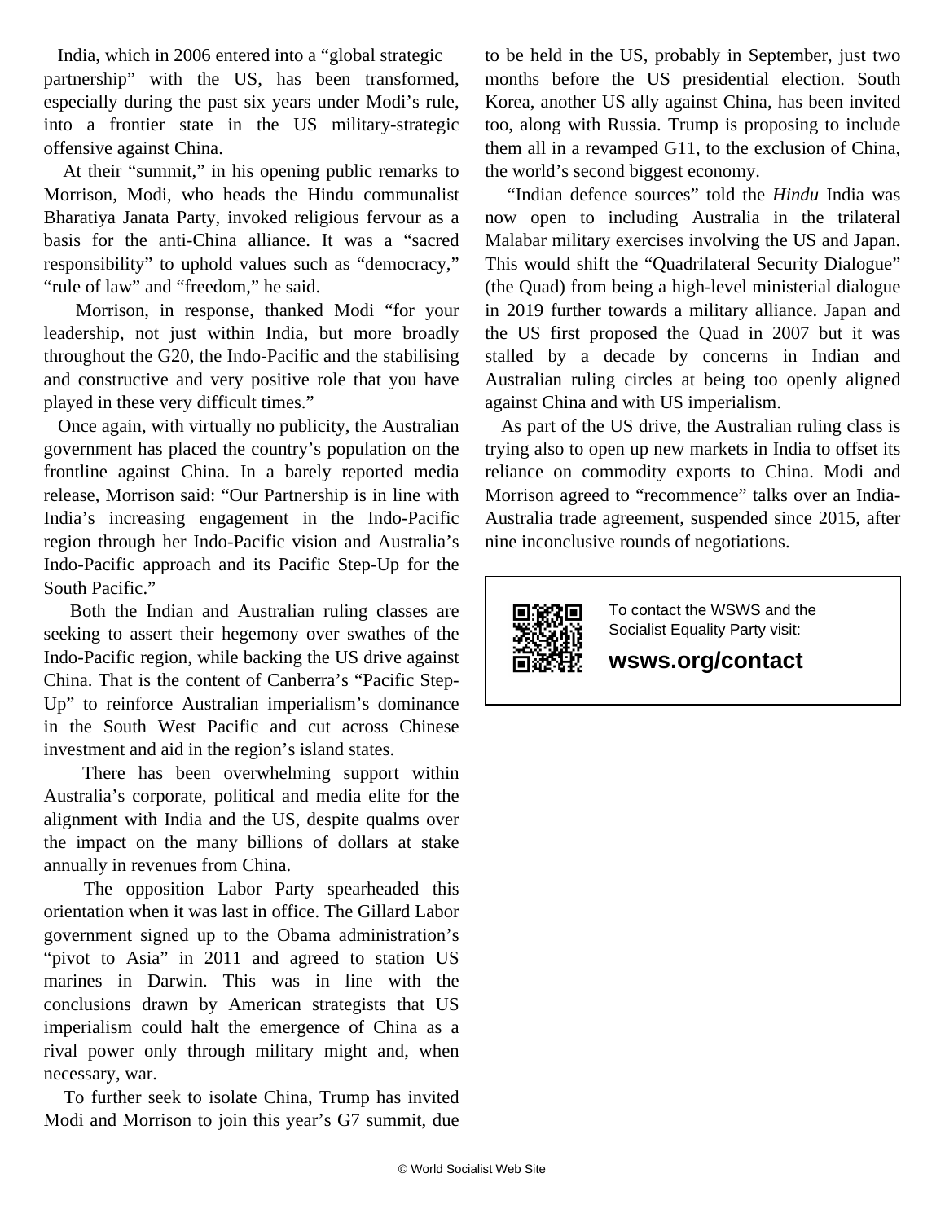India, which in 2006 entered into a "global strategic partnership" with the US, has been transformed, especially during the past six years under Modi's rule, into a frontier state in the US military-strategic offensive against China.

At their "summit," in his opening public remarks to Morrison, Modi, who heads the Hindu communalist Bharatiya Janata Party, invoked religious fervour as a basis for the anti-China alliance. It was a "sacred responsibility" to uphold values such as "democracy," "rule of law" and "freedom," he said.

Morrison, in response, thanked Modi "for your leadership, not just within India, but more broadly throughout the G20, the Indo-Pacific and the stabilising and constructive and very positive role that you have played in these very difficult times."

Once again, with virtually no publicity, the Australian government has placed the country's population on the frontline against China. In a barely reported media release, Morrison said: "Our Partnership is in line with India's increasing engagement in the Indo-Pacific region through her Indo-Pacific vision and Australia's Indo-Pacific approach and its Pacific Step-Up for the South Pacific."

Both the Indian and Australian ruling classes are seeking to assert their hegemony over swathes of the Indo-Pacific region, while backing the US drive against China. That is the content of Canberra's "Pacific Step-Up" to reinforce Australian imperialism's dominance in the South West Pacific and cut across Chinese investment and aid in the region's island states.

There has been overwhelming support within Australia's corporate, political and media elite for the alignment with India and the US, despite qualms over the impact on the many billions of dollars at stake annually in revenues from China.

The opposition Labor Party spearheaded this orientation when it was last in office. The Gillard Labor government signed up to the Obama administration's "pivot to Asia" in 2011 and agreed to station US marines in Darwin. This was in line with the conclusions drawn by American strategists that US imperialism could halt the emergence of China as a rival power only through military might and, when necessary, war.

To further seek to isolate China, Trump has invited Modi and Morrison to join this year's G7 summit, due to be held in the US, probably in September, just two months before the US presidential election. South Korea, another US ally against China, has been invited too, along with Russia. Trump is proposing to include them all in a revamped G11, to the exclusion of China, the world's second biggest economy.

"Indian defence sources" told the *Hindu* India was now open to including Australia in the trilateral Malabar military exercises involving the US and Japan. This would shift the "Quadrilateral Security Dialogue" (the Quad) from being a high-level ministerial dialogue in 2019 further towards a military alliance. Japan and the US first proposed the Quad in 2007 but it was stalled by a decade by concerns in Indian and Australian ruling circles at being too openly aligned against China and with US imperialism.

As part of the US drive, the Australian ruling class is trying also to open up new markets in India to offset its reliance on commodity exports to China. Modi and Morrison agreed to "recommence" talks over an India-Australia trade agreement, suspended since 2015, after nine inconclusive rounds of negotiations.

To contact the WSWS and the Socialist Equality Party visit:

**wsws.org/contact**